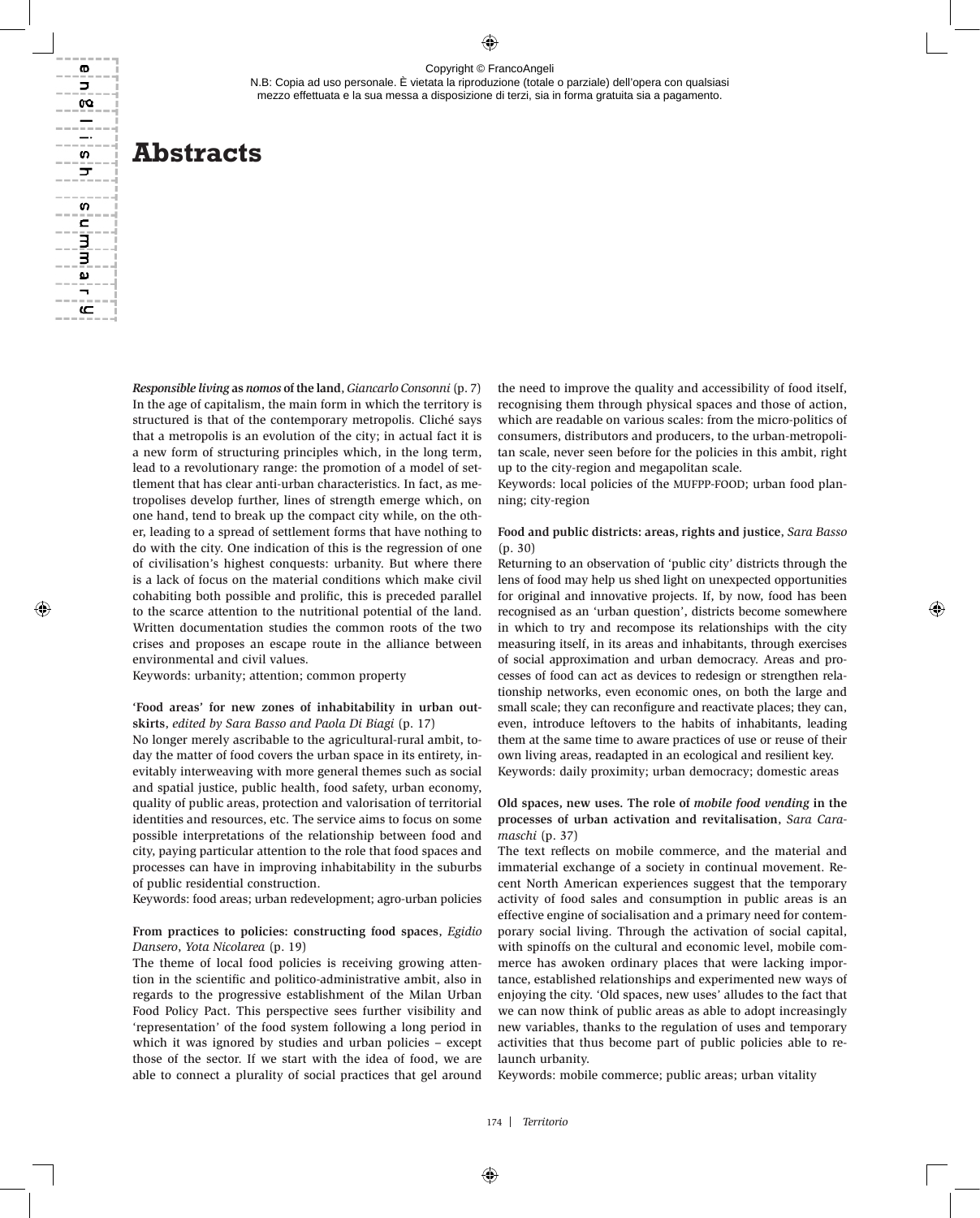Copyright © FrancoAngeli
N.B: Copia ad uso personale. È vietata la riproduzione (totale o parziale) dell'opera con qualsiasi mezzo effettuata e la sua messa a disposizione di terzi, sia in forma gratuita sia a pagamento.

# Abstracts

***Responsible living* as *nomos* of the land**, *Giancarlo Consonni* (p. 7)
In the age of capitalism, the main form in which the territory is structured is that of the contemporary metropolis. Cliché says that a metropolis is an evolution of the city; in actual fact it is a new form of structuring principles which, in the long term, lead to a revolutionary range: the promotion of a model of settlement that has clear anti-urban characteristics. In fact, as metropolises develop further, lines of strength emerge which, on one hand, tend to break up the compact city while, on the other, leading to a spread of settlement forms that have nothing to do with the city. One indication of this is the regression of one of civilisation's highest conquests: urbanity. But where there is a lack of focus on the material conditions which make civil cohabiting both possible and prolific, this is preceded parallel to the scarce attention to the nutritional potential of the land. Written documentation studies the common roots of the two crises and proposes an escape route in the alliance between environmental and civil values.
Keywords: urbanity; attention; common property

**'Food areas' for new zones of inhabitability in urban outskirts**, *edited by Sara Basso and Paola Di Biagi* (p. 17)
No longer merely ascribable to the agricultural-rural ambit, today the matter of food covers the urban space in its entirety, inevitably interweaving with more general themes such as social and spatial justice, public health, food safety, urban economy, quality of public areas, protection and valorisation of territorial identities and resources, etc. The service aims to focus on some possible interpretations of the relationship between food and city, paying particular attention to the role that food spaces and processes can have in improving inhabitability in the suburbs of public residential construction.
Keywords: food areas; urban redevelopment; agro-urban policies

**From practices to policies: constructing food spaces**, *Egidio Dansero, Yota Nicolarea* (p. 19)
The theme of local food policies is receiving growing attention in the scientific and politico-administrative ambit, also in regards to the progressive establishment of the Milan Urban Food Policy Pact. This perspective sees further visibility and 'representation' of the food system following a long period in which it was ignored by studies and urban policies – except those of the sector. If we start with the idea of food, we are able to connect a plurality of social practices that gel around the need to improve the quality and accessibility of food itself, recognising them through physical spaces and those of action, which are readable on various scales: from the micro-politics of consumers, distributors and producers, to the urban-metropolitan scale, never seen before for the policies in this ambit, right up to the city-region and megapolitan scale.
Keywords: local policies of the MUFPP-FOOD; urban food planning; city-region

**Food and public districts: areas, rights and justice**, *Sara Basso* (p. 30)
Returning to an observation of 'public city' districts through the lens of food may help us shed light on unexpected opportunities for original and innovative projects. If, by now, food has been recognised as an 'urban question', districts become somewhere in which to try and recompose its relationships with the city measuring itself, in its areas and inhabitants, through exercises of social approximation and urban democracy. Areas and processes of food can act as devices to redesign or strengthen relationship networks, even economic ones, on both the large and small scale; they can reconfigure and reactivate places; they can, even, introduce leftovers to the habits of inhabitants, leading them at the same time to aware practices of use or reuse of their own living areas, readapted in an ecological and resilient key.
Keywords: daily proximity; urban democracy; domestic areas

**Old spaces, new uses. The role of *mobile food vending* in the processes of urban activation and revitalisation**, *Sara Caramaschi* (p. 37)
The text reflects on mobile commerce, and the material and immaterial exchange of a society in continual movement. Recent North American experiences suggest that the temporary activity of food sales and consumption in public areas is an effective engine of socialisation and a primary need for contemporary social living. Through the activation of social capital, with spinoffs on the cultural and economic level, mobile commerce has awoken ordinary places that were lacking importance, established relationships and experimented new ways of enjoying the city. 'Old spaces, new uses' alludes to the fact that we can now think of public areas as able to adopt increasingly new variables, thanks to the regulation of uses and temporary activities that thus become part of public policies able to relaunch urbanity.
Keywords: mobile commerce; public areas; urban vitality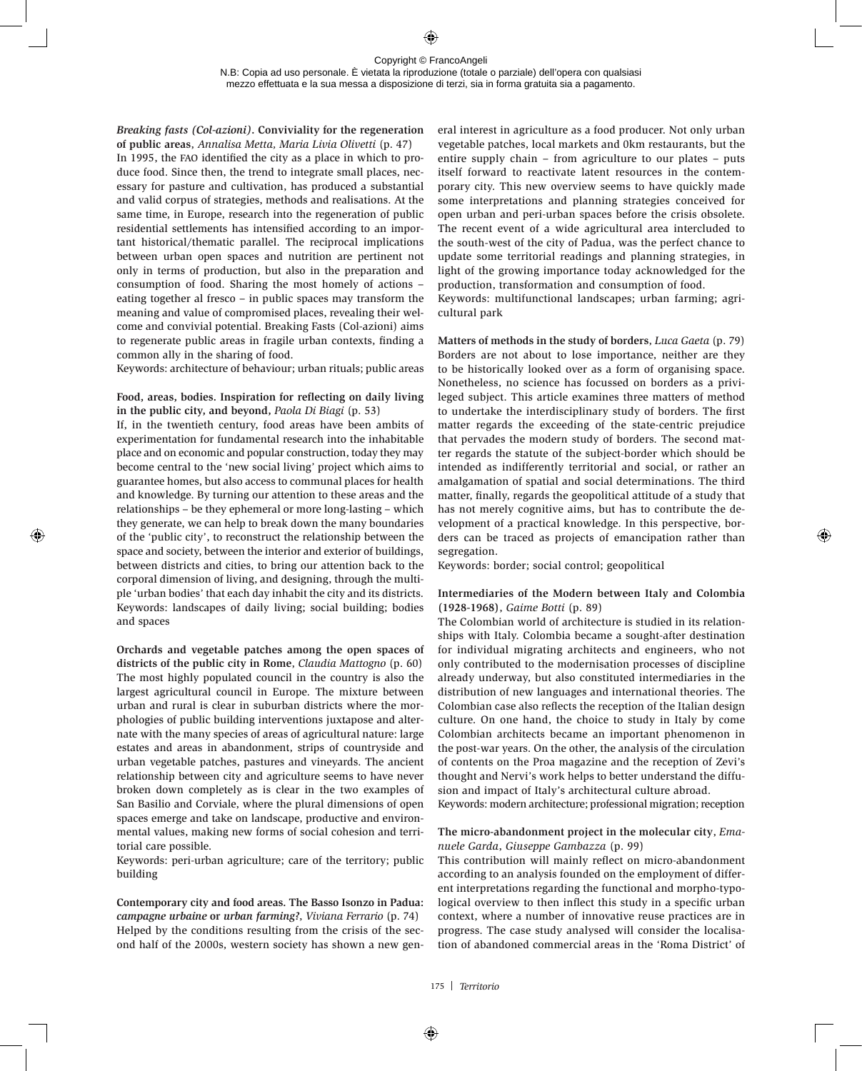***Breaking fasts (Col-azioni)*. Conviviality for the regeneration of public areas**, *Annalisa Metta, Maria Livia Olivetti* (p. 47)
In 1995, the FAO identified the city as a place in which to produce food. Since then, the trend to integrate small places, necessary for pasture and cultivation, has produced a substantial and valid corpus of strategies, methods and realisations. At the same time, in Europe, research into the regeneration of public residential settlements has intensified according to an important historical/thematic parallel. The reciprocal implications between urban open spaces and nutrition are pertinent not only in terms of production, but also in the preparation and consumption of food. Sharing the most homely of actions – eating together al fresco – in public spaces may transform the meaning and value of compromised places, revealing their welcome and convivial potential. Breaking Fasts (Col-azioni) aims to regenerate public areas in fragile urban contexts, finding a common ally in the sharing of food.
Keywords: architecture of behaviour; urban rituals; public areas

**Food, areas, bodies. Inspiration for reflecting on daily living in the public city, and beyond,** *Paola Di Biagi* (p. 53)
If, in the twentieth century, food areas have been ambits of experimentation for fundamental research into the inhabitable place and on economic and popular construction, today they may become central to the 'new social living' project which aims to guarantee homes, but also access to communal places for health and knowledge. By turning our attention to these areas and the relationships – be they ephemeral or more long-lasting – which they generate, we can help to break down the many boundaries of the 'public city', to reconstruct the relationship between the space and society, between the interior and exterior of buildings, between districts and cities, to bring our attention back to the corporal dimension of living, and designing, through the multiple 'urban bodies' that each day inhabit the city and its districts.
Keywords: landscapes of daily living; social building; bodies and spaces

**Orchards and vegetable patches among the open spaces of districts of the public city in Rome**, *Claudia Mattogno* (p. 60)
The most highly populated council in the country is also the largest agricultural council in Europe. The mixture between urban and rural is clear in suburban districts where the morphologies of public building interventions juxtapose and alternate with the many species of areas of agricultural nature: large estates and areas in abandonment, strips of countryside and urban vegetable patches, pastures and vineyards. The ancient relationship between city and agriculture seems to have never broken down completely as is clear in the two examples of San Basilio and Corviale, where the plural dimensions of open spaces emerge and take on landscape, productive and environmental values, making new forms of social cohesion and territorial care possible.
Keywords: peri-urban agriculture; care of the territory; public building

**Contemporary city and food areas. The Basso Isonzo in Padua: *campagne urbaine* or *urban farming?***, *Viviana Ferrario* (p. 74)
Helped by the conditions resulting from the crisis of the second half of the 2000s, western society has shown a new general interest in agriculture as a food producer. Not only urban vegetable patches, local markets and 0km restaurants, but the entire supply chain – from agriculture to our plates – puts itself forward to reactivate latent resources in the contemporary city. This new overview seems to have quickly made some interpretations and planning strategies conceived for open urban and peri-urban spaces before the crisis obsolete. The recent event of a wide agricultural area intercluded to the south-west of the city of Padua, was the perfect chance to update some territorial readings and planning strategies, in light of the growing importance today acknowledged for the production, transformation and consumption of food.
Keywords: multifunctional landscapes; urban farming; agricultural park

**Matters of methods in the study of borders**, *Luca Gaeta* (p. 79)
Borders are not about to lose importance, neither are they to be historically looked over as a form of organising space. Nonetheless, no science has focussed on borders as a privileged subject. This article examines three matters of method to undertake the interdisciplinary study of borders. The first matter regards the exceeding of the state-centric prejudice that pervades the modern study of borders. The second matter regards the statute of the subject-border which should be intended as indifferently territorial and social, or rather an amalgamation of spatial and social determinations. The third matter, finally, regards the geopolitical attitude of a study that has not merely cognitive aims, but has to contribute the development of a practical knowledge. In this perspective, borders can be traced as projects of emancipation rather than segregation.
Keywords: border; social control; geopolitical

**Intermediaries of the Modern between Italy and Colombia (1928-1968)**, *Gaime Botti* (p. 89)
The Colombian world of architecture is studied in its relationships with Italy. Colombia became a sought-after destination for individual migrating architects and engineers, who not only contributed to the modernisation processes of discipline already underway, but also constituted intermediaries in the distribution of new languages and international theories. The Colombian case also reflects the reception of the Italian design culture. On one hand, the choice to study in Italy by come Colombian architects became an important phenomenon in the post-war years. On the other, the analysis of the circulation of contents on the Proa magazine and the reception of Zevi's thought and Nervi's work helps to better understand the diffusion and impact of Italy's architectural culture abroad.
Keywords: modern architecture; professional migration; reception

**The micro-abandonment project in the molecular city**, *Emanuele Garda, Giuseppe Gambazza* (p. 99)
This contribution will mainly reflect on micro-abandonment according to an analysis founded on the employment of different interpretations regarding the functional and morpho-typological overview to then inflect this study in a specific urban context, where a number of innovative reuse practices are in progress. The case study analysed will consider the localisation of abandoned commercial areas in the 'Roma District' of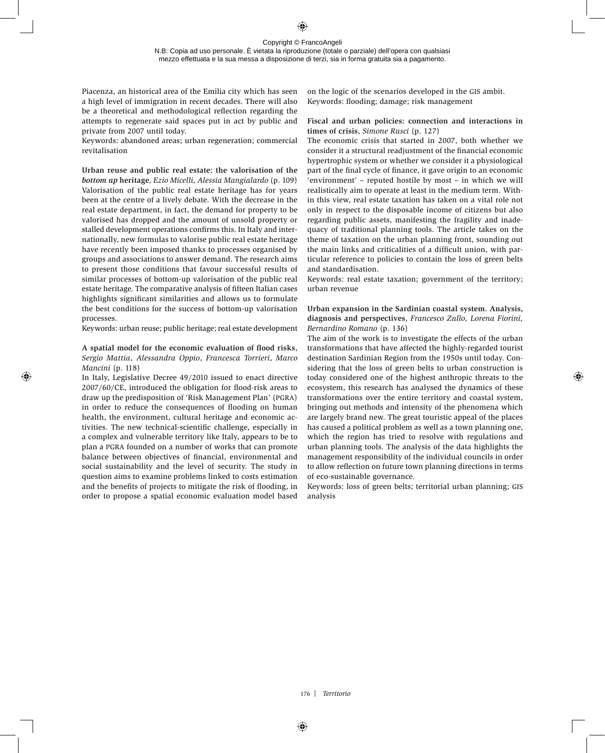Piacenza, an historical area of the Emilia city which has seen a high level of immigration in recent decades. There will also be a theoretical and methodological reflection regarding the attempts to regenerate said spaces put in act by public and private from 2007 until today.

Keywords: abandoned areas; urban regeneration; commercial revitalisation

**Urban reuse and public real estate: the valorisation of the *bottom up* heritage**, *Ezio Micelli, Alessia Mangialardo* (p. 109)

Valorisation of the public real estate heritage has for years been at the centre of a lively debate. With the decrease in the real estate department, in fact, the demand for property to be valorised has dropped and the amount of unsold property or stalled development operations confirms this. In Italy and internationally, new formulas to valorise public real estate heritage have recently been imposed thanks to processes organised by groups and associations to answer demand. The research aims to present those conditions that favour successful results of similar processes of bottom-up valorisation of the public real estate heritage. The comparative analysis of fifteen Italian cases highlights significant similarities and allows us to formulate the best conditions for the success of bottom-up valorisation processes.

Keywords: urban reuse; public heritage; real estate development

**A spatial model for the economic evaluation of flood risks**, *Sergio Mattia, Alessandra Oppio, Francesca Torrieri, Marco Mancini* (p. 118)

In Italy, Legislative Decree 49/2010 issued to enact directive 2007/60/CE, introduced the obligation for flood-risk areas to draw up the predisposition of 'Risk Management Plan' (PGRA) in order to reduce the consequences of flooding on human health, the environment, cultural heritage and economic activities. The new technical-scientific challenge, especially in a complex and vulnerable territory like Italy, appears to be to plan a PGRA founded on a number of works that can promote balance between objectives of financial, environmental and social sustainability and the level of security. The study in question aims to examine problems linked to costs estimation and the benefits of projects to mitigate the risk of flooding, in order to propose a spatial economic evaluation model based on the logic of the scenarios developed in the GIS ambit.

Keywords: flooding; damage; risk management

**Fiscal and urban policies: connection and interactions in times of crisis**, *Simone Rusci* (p. 127)

The economic crisis that started in 2007, both whether we consider it a structural readjustment of the financial economic hypertrophic system or whether we consider it a physiological part of the final cycle of finance, it gave origin to an economic 'environment' – reputed hostile by most – in which we will realistically aim to operate at least in the medium term. Within this view, real estate taxation has taken on a vital role not only in respect to the disposable income of citizens but also regarding public assets, manifesting the fragility and inadequacy of traditional planning tools. The article takes on the theme of taxation on the urban planning front, sounding out the main links and criticalities of a difficult union, with particular reference to policies to contain the loss of green belts and standardisation.

Keywords: real estate taxation; government of the territory; urban revenue

**Urban expansion in the Sardinian coastal system. Analysis, diagnosis and perspectives**, *Francesco Zullo, Lorena Fiorini, Bernardino Romano* (p. 136)

The aim of the work is to investigate the effects of the urban transformations that have affected the highly-regarded tourist destination Sardinian Region from the 1950s until today. Considering that the loss of green belts to urban construction is today considered one of the highest anthropic threats to the ecosystem, this research has analysed the dynamics of these transformations over the entire territory and coastal system, bringing out methods and intensity of the phenomena which are largely brand new. The great touristic appeal of the places has caused a political problem as well as a town planning one, which the region has tried to resolve with regulations and urban planning tools. The analysis of the data highlights the management responsibility of the individual councils in order to allow reflection on future town planning directions in terms of eco-sustainable governance.

Keywords: loss of green belts; territorial urban planning; GIS analysis